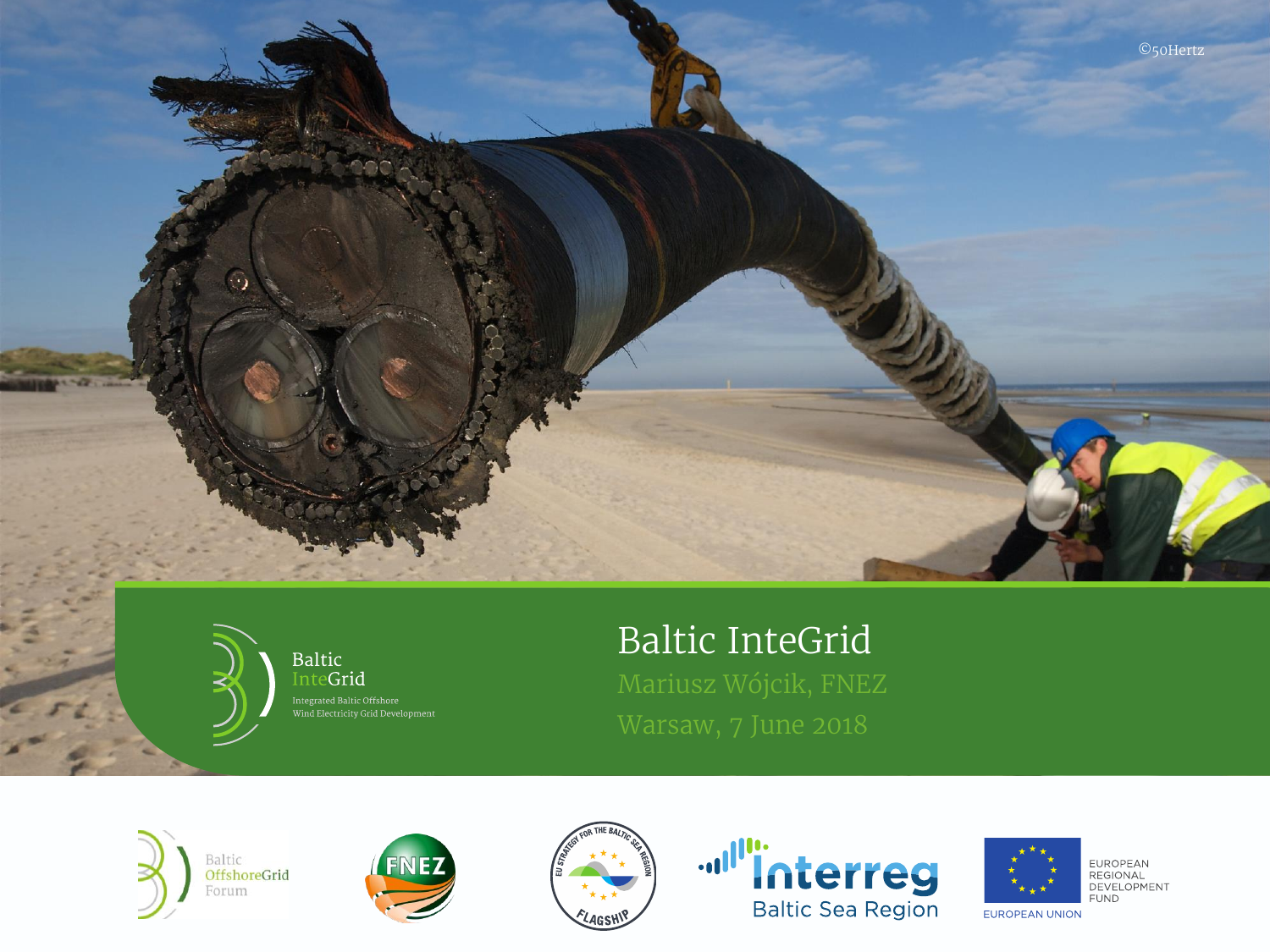©50Hertz

Baltic InteGrid

Integrated Baltic Offshore Wind Electricity Grid Development

# Baltic InteGrid

Mariusz Wójcik, FNEZ

Warsaw, 7 June 2018

Baltic OffshoreGrid Forum

FNEZ

EU Strategy for the Baltic Sea Region Flagship

Interreg Baltic Sea Region

European Union — European Regional Development Fund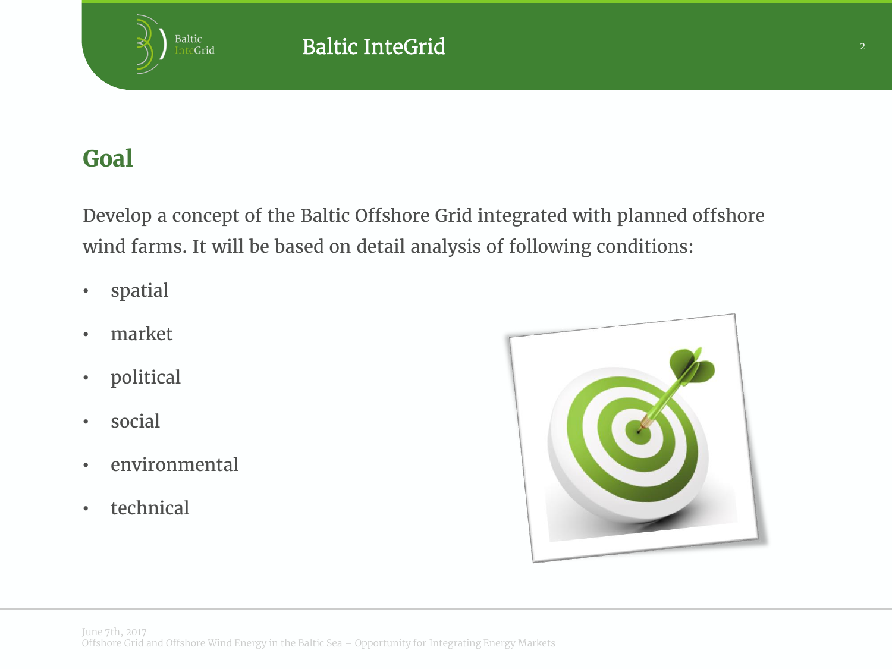## Goal

Develop a concept of the Baltic Offshore Grid integrated with planned offshore wind farms. It will be based on detail analysis of following conditions:

- spatial
- market
- political
- social
- environmental
- technical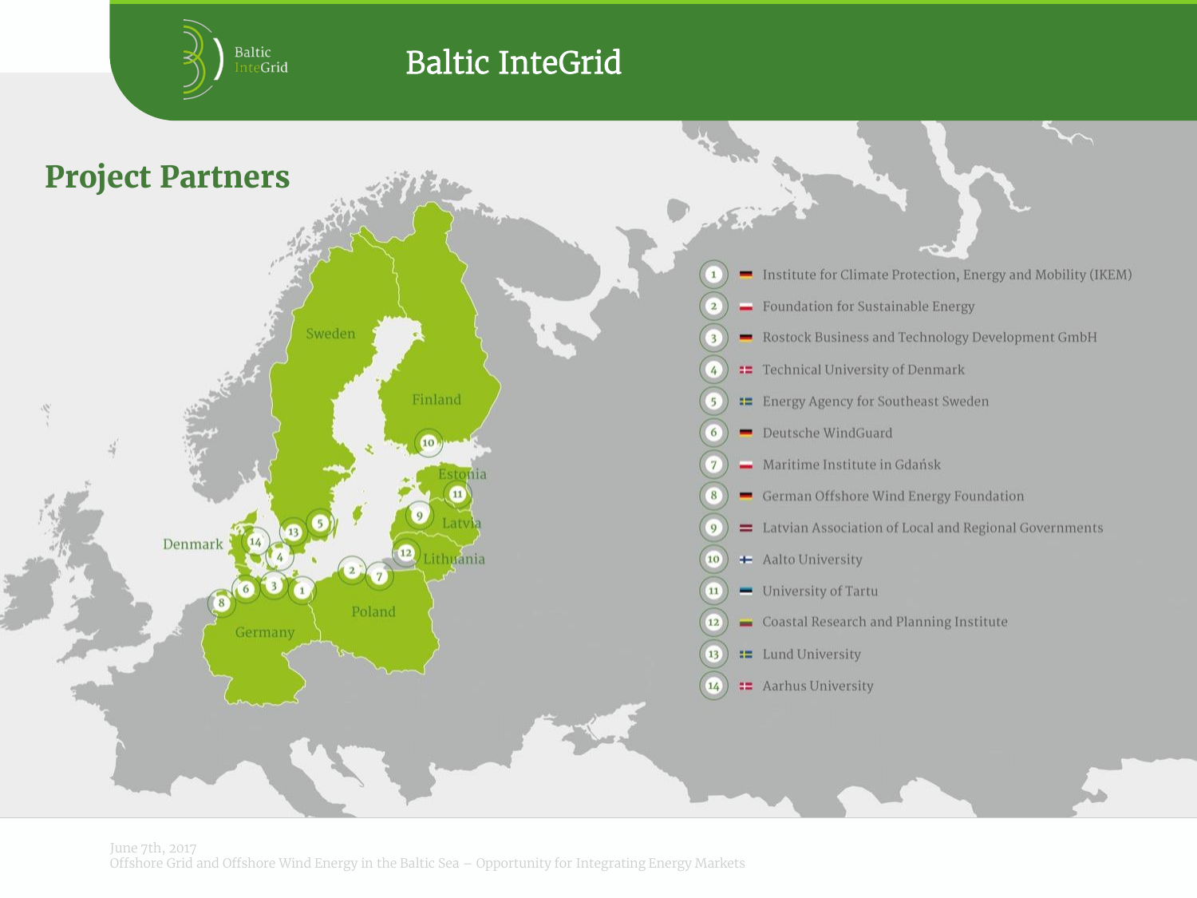# Baltic InteGrid

## Project Partners

1. Institute for Climate Protection, Energy and Mobility (IKEM)
2. Foundation for Sustainable Energy
3. Rostock Business and Technology Development GmbH
4. Technical University of Denmark
5. Energy Agency for Southeast Sweden
6. Deutsche WindGuard
7. Maritime Institute in Gdańsk
8. German Offshore Wind Energy Foundation
9. Latvian Association of Local and Regional Governments
10. Aalto University
11. University of Tartu
12. Coastal Research and Planning Institute
13. Lund University
14. Aarhus University

June 7th, 2017
Offshore Grid and Offshore Wind Energy in the Baltic Sea – Opportunity for Integrating Energy Markets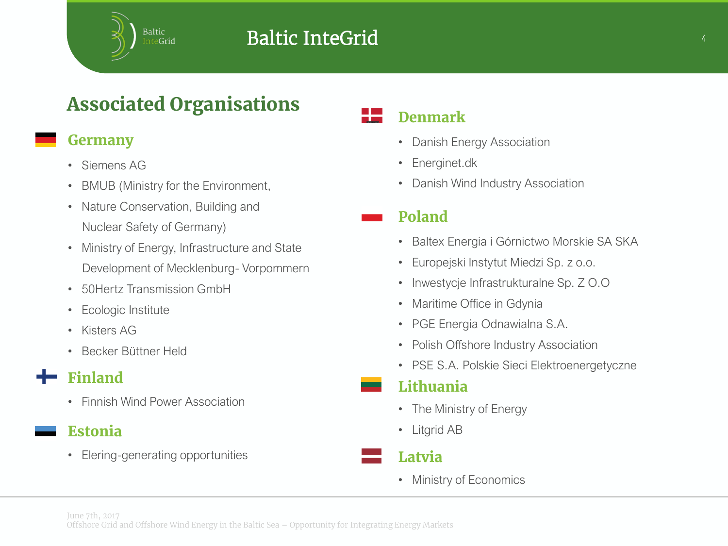## Associated Organisations

### Germany

- Siemens AG
- BMUB (Ministry for the Environment,
- Nature Conservation, Building and Nuclear Safety of Germany)
- Ministry of Energy, Infrastructure and State Development of Mecklenburg- Vorpommern
- 50Hertz Transmission GmbH
- Ecologic Institute
- Kisters AG
- Becker Büttner Held

### Finland

- Finnish Wind Power Association

### Estonia

- Elering-generating opportunities

### Denmark

- Danish Energy Association
- Energinet.dk
- Danish Wind Industry Association

### Poland

- Baltex Energia i Górnictwo Morskie SA SKA
- Europejski Instytut Miedzi Sp. z o.o.
- Inwestycje Infrastrukturalne Sp. Z O.O
- Maritime Office in Gdynia
- PGE Energia Odnawialna S.A.
- Polish Offshore Industry Association
- PSE S.A. Polskie Sieci Elektroenergetyczne

### Lithuania

- The Ministry of Energy
- Litgrid AB

### Latvia

- Ministry of Economics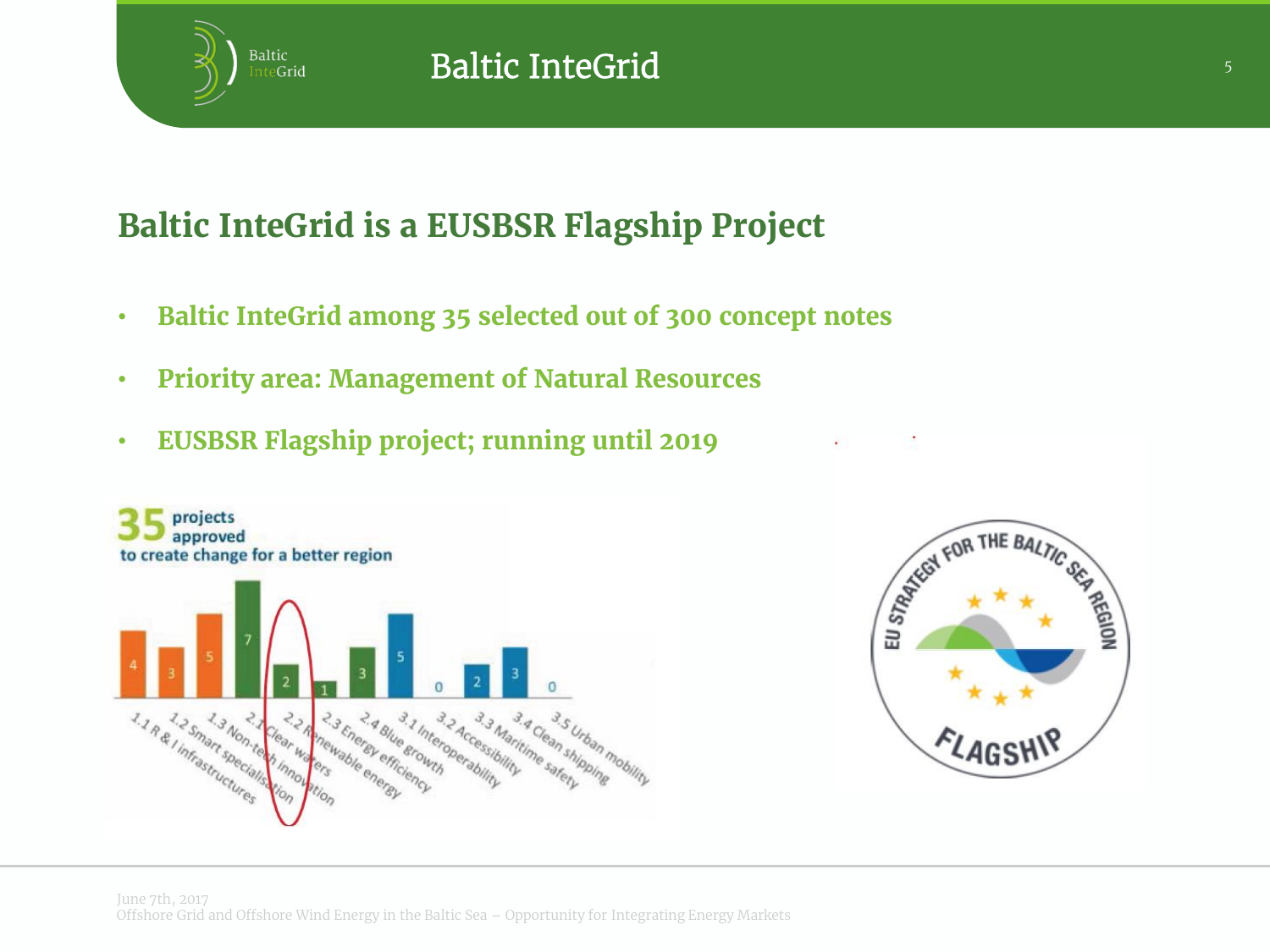# Baltic InteGrid is a EUSBSR Flagship Project

- **Baltic InteGrid among 35 selected out of 300 concept notes**
- **Priority area: Management of Natural Resources**
- **EUSBSR Flagship project; running until 2019**

35 projects approved to create change for a better region

| Priority | Projects |
| --- | --- |
| 1.1 R & I infrastructures | 4 |
| 1.2 Smart specialisation | 3 |
| 1.3 Non-tech innovation | 5 |
| 2.1 Clear waters | 7 |
| 2.2 Renewable energy | 2 |
| 2.3 Energy efficiency | 1 |
| 2.4 Blue growth | 3 |
| 3.1 Interoperability | 5 |
| 3.2 Accessibility | 0 |
| 3.3 Maritime safety | 2 |
| 3.4 Clean shipping | 3 |
| 3.5 Urban mobility | 0 |

EU STRATEGY FOR THE BALTIC SEA REGION – FLAGSHIP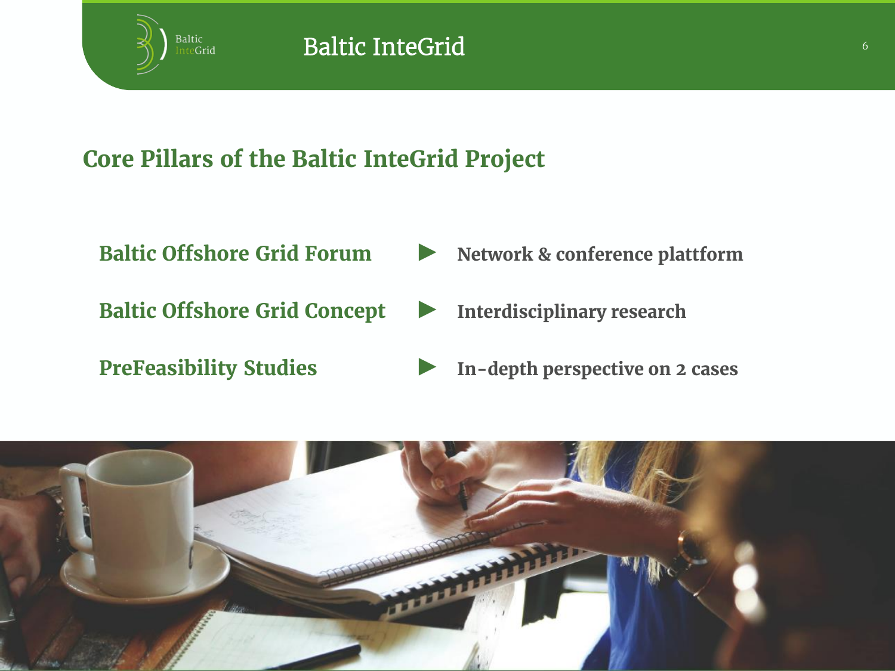## Core Pillars of the Baltic InteGrid Project

| | |
|---|---|
| **Baltic Offshore Grid Forum** | ► **Network & conference plattform** |
| **Baltic Offshore Grid Concept** | ► **Interdisciplinary research** |
| **PreFeasibility Studies** | ► **In-depth perspective on 2 cases** |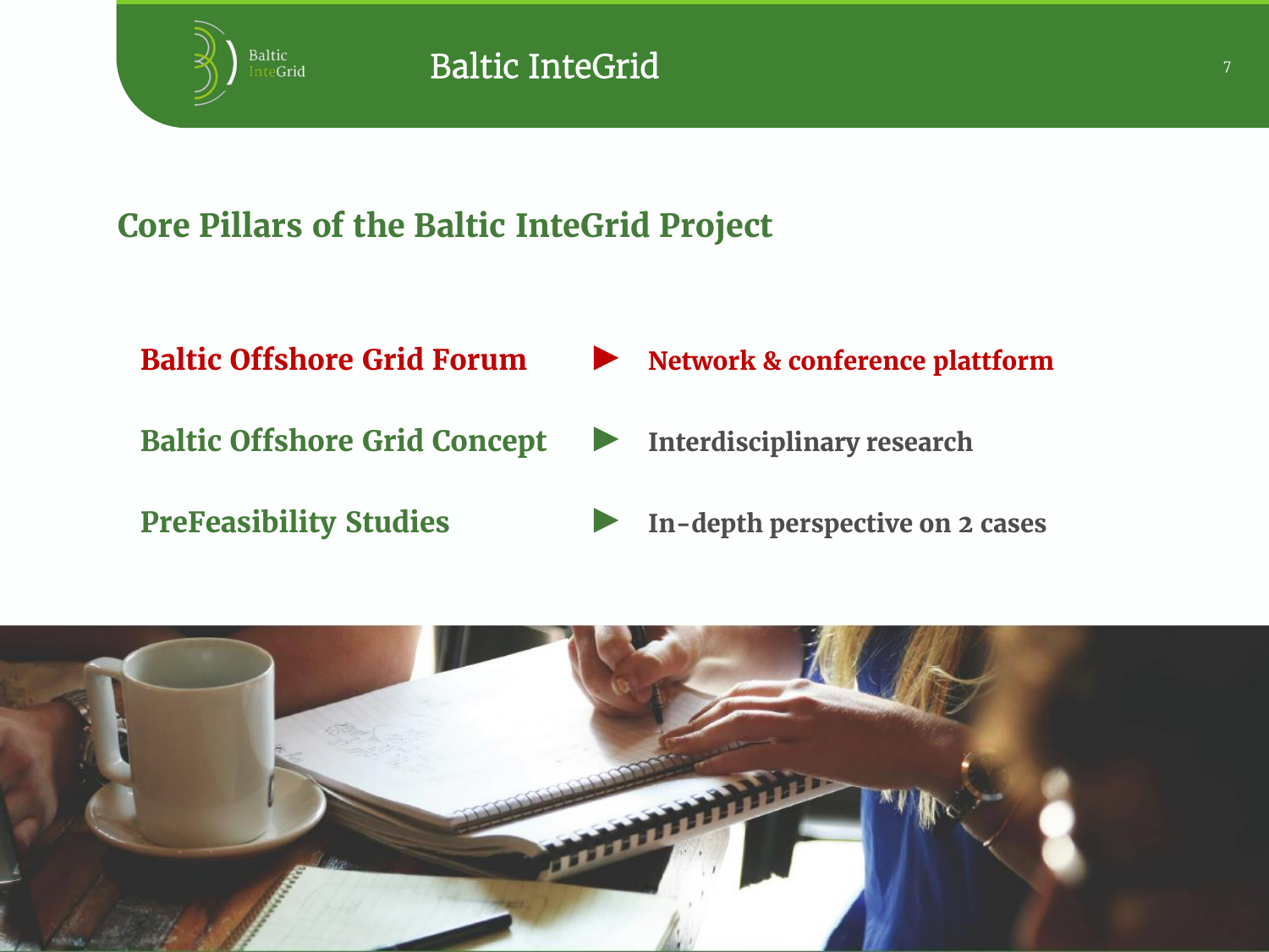## Core Pillars of the Baltic InteGrid Project

| | |
|---|---|
| **Baltic Offshore Grid Forum** | ► **Network & conference plattform** |
| **Baltic Offshore Grid Concept** | ► **Interdisciplinary research** |
| **PreFeasibility Studies** | ► **In-depth perspective on 2 cases** |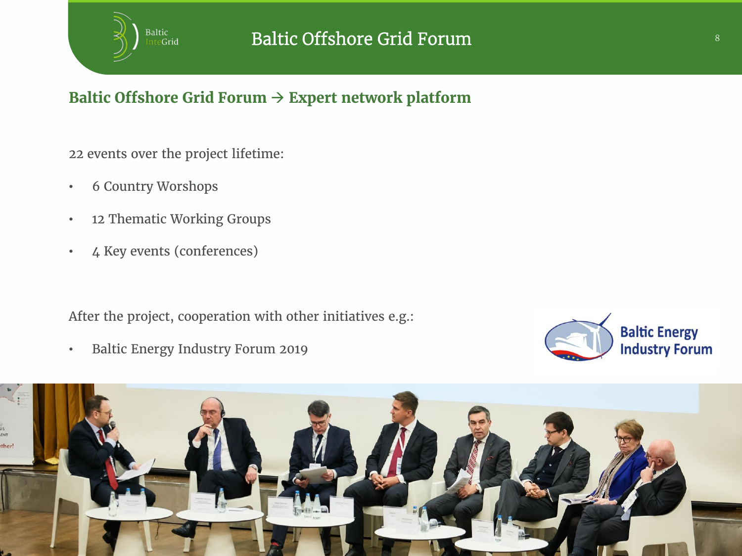# Baltic Offshore Grid Forum

## Baltic Offshore Grid Forum → Expert network platform

22 events over the project lifetime:

- 6 Country Worshops
- 12 Thematic Working Groups
- 4 Key events (conferences)

After the project, cooperation with other initiatives e.g.:

- Baltic Energy Industry Forum 2019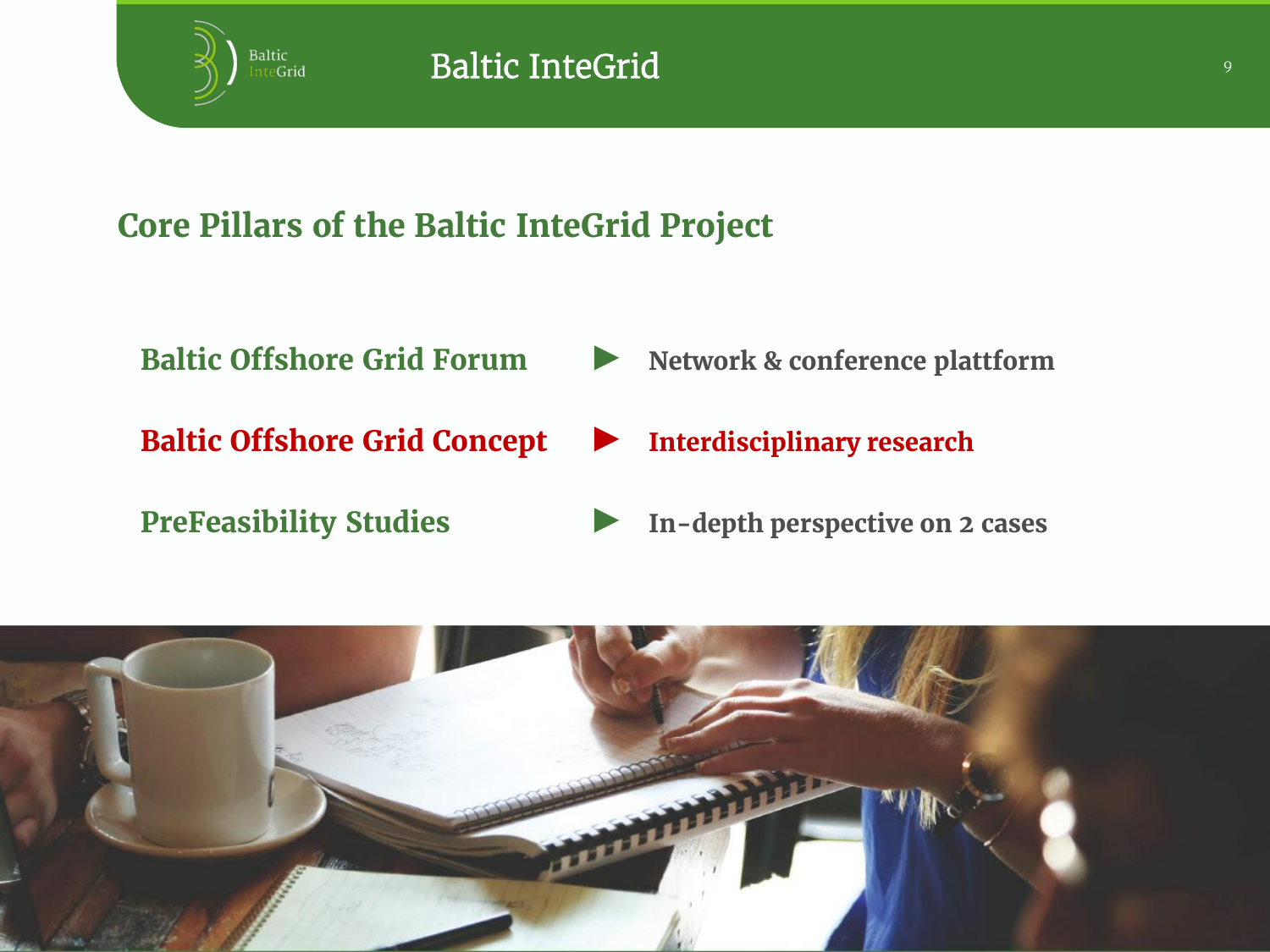## Core Pillars of the Baltic InteGrid Project

- **Baltic Offshore Grid Forum** ► Network & conference plattform
- **Baltic Offshore Grid Concept** ► Interdisciplinary research
- **PreFeasibility Studies** ► In-depth perspective on 2 cases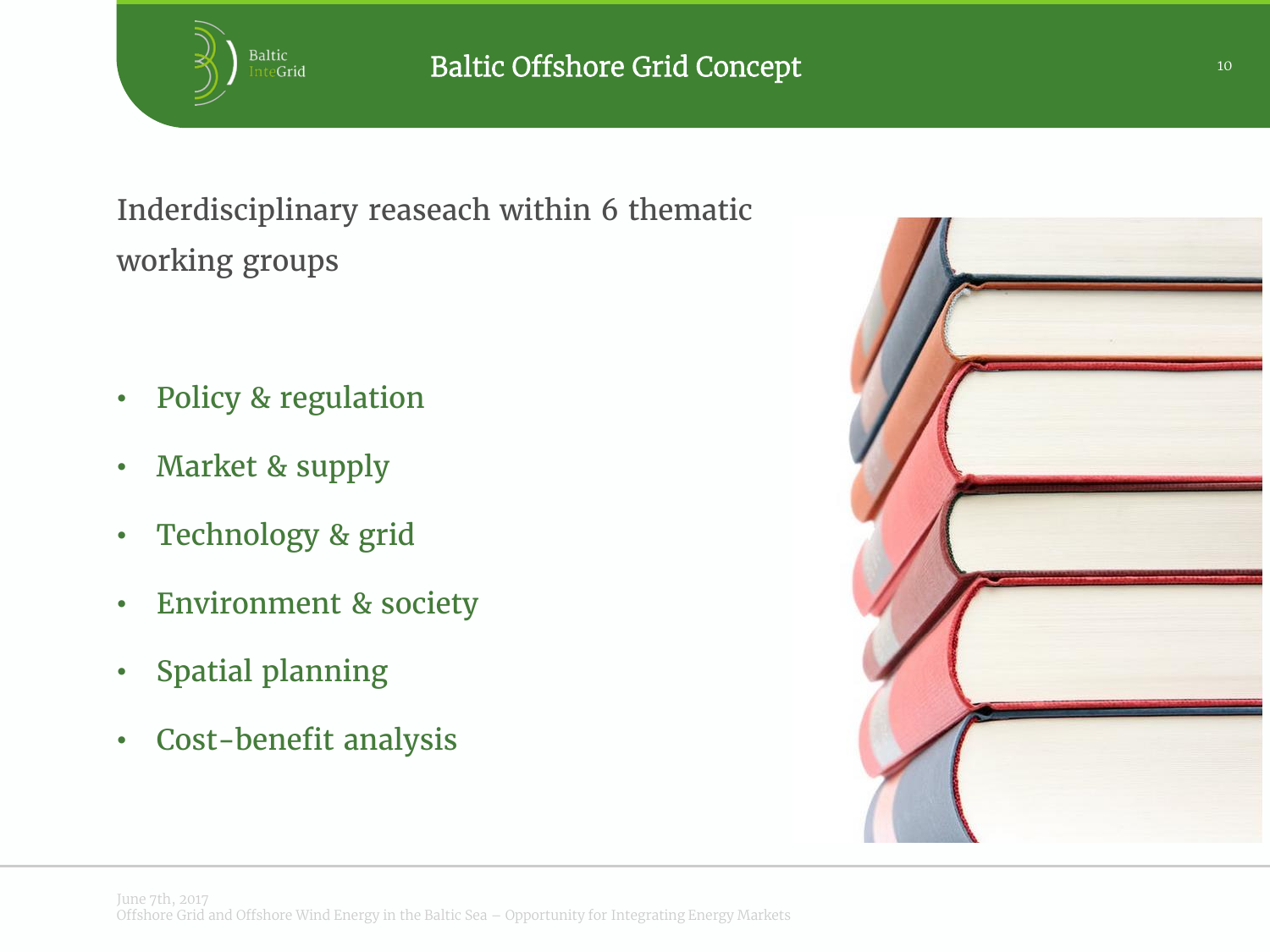# Baltic Offshore Grid Concept

Inderdisciplinary reaseach within 6 thematic working groups

- Policy & regulation
- Market & supply
- Technology & grid
- Environment & society
- Spatial planning
- Cost-benefit analysis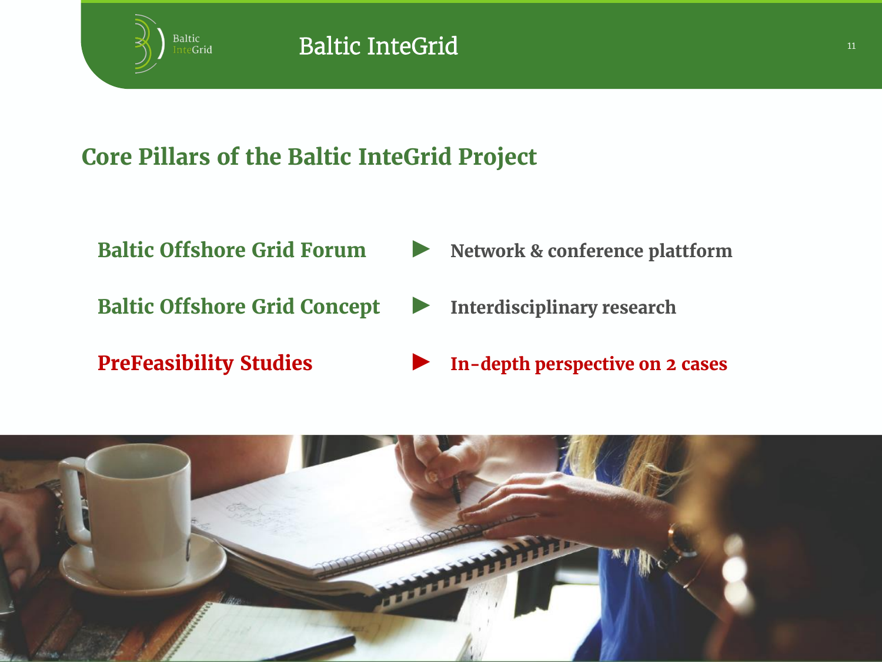## Core Pillars of the Baltic InteGrid Project

| | |
|---|---|
| **Baltic Offshore Grid Forum** | ► **Network & conference plattform** |
| **Baltic Offshore Grid Concept** | ► **Interdisciplinary research** |
| **PreFeasibility Studies** | ► **In-depth perspective on 2 cases** |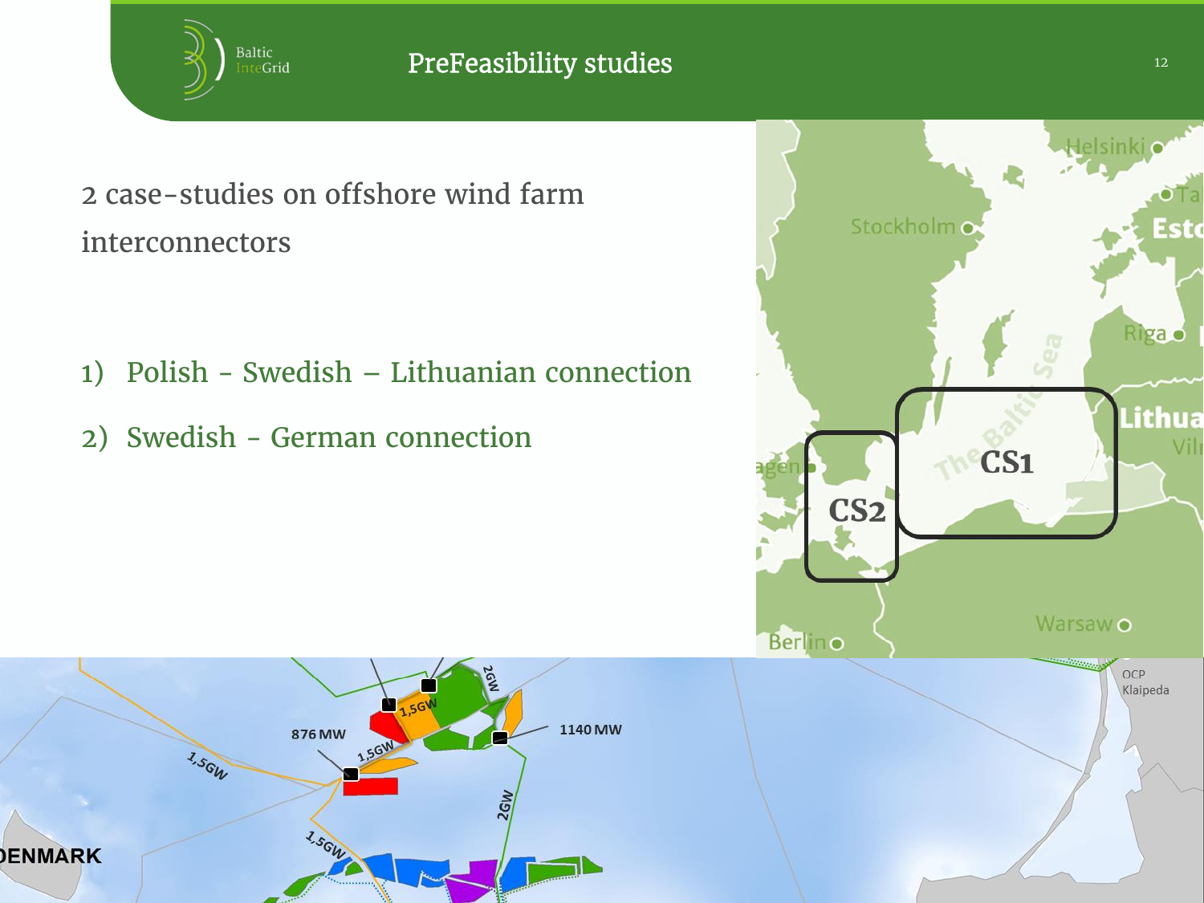# PreFeasibility studies

2 case-studies on offshore wind farm interconnectors

1) Polish - Swedish – Lithuanian connection
2) Swedish - German connection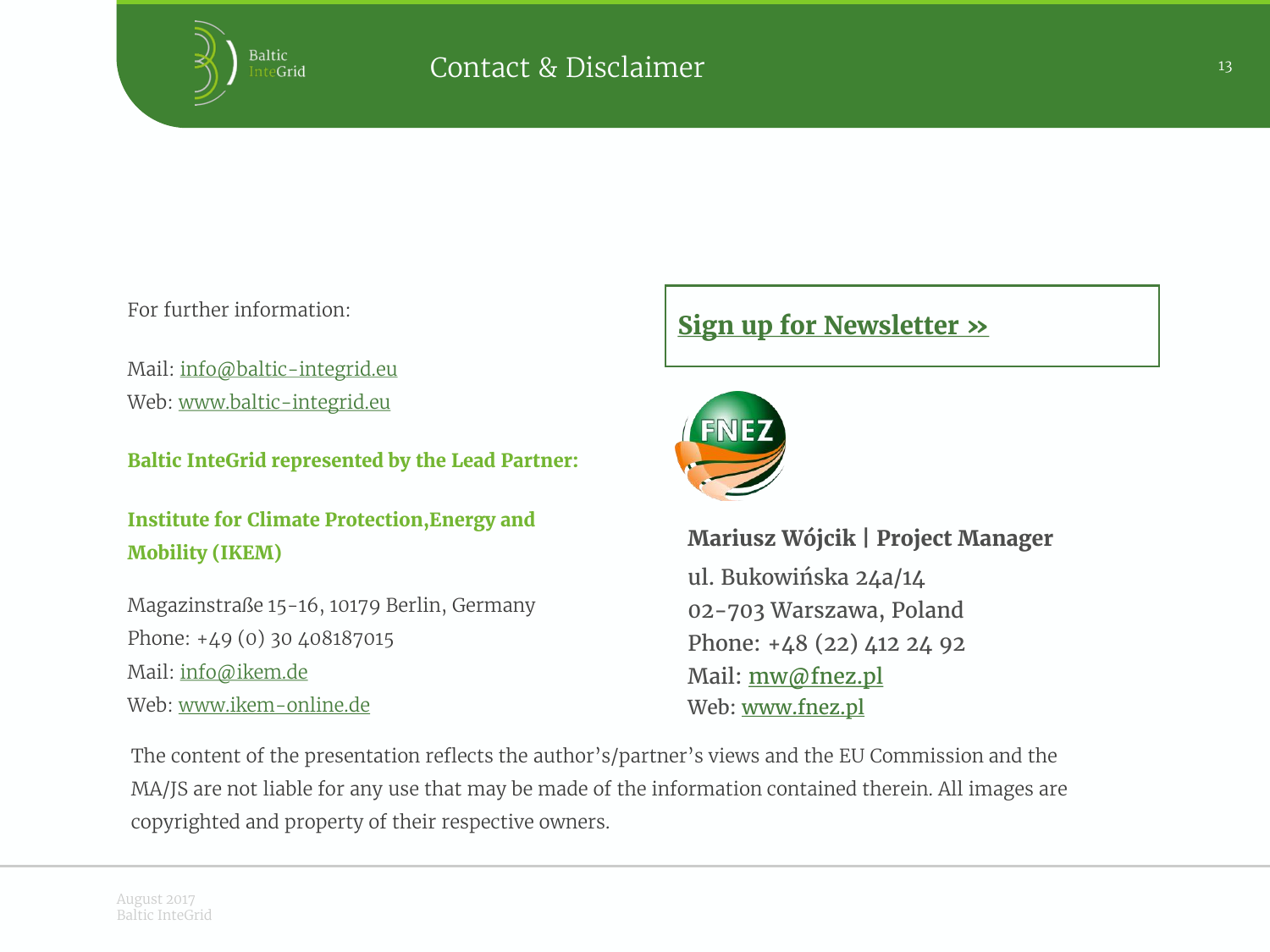# Contact & Disclaimer

For further information:

Mail: info@baltic-integrid.eu
Web: www.baltic-integrid.eu

**Baltic InteGrid represented by the Lead Partner:**

**Institute for Climate Protection,Energy and Mobility (IKEM)**

Magazinstraße 15-16, 10179 Berlin, Germany
Phone: +49 (0) 30 408187015
Mail: info@ikem.de
Web: www.ikem-online.de

**Sign up for Newsletter »**

**Mariusz Wójcik | Project Manager**
ul. Bukowińska 24a/14
02-703 Warszawa, Poland
Phone: +48 (22) 412 24 92
Mail: mw@fnez.pl
Web: www.fnez.pl

The content of the presentation reflects the author's/partner's views and the EU Commission and the MA/JS are not liable for any use that may be made of the information contained therein. All images are copyrighted and property of their respective owners.